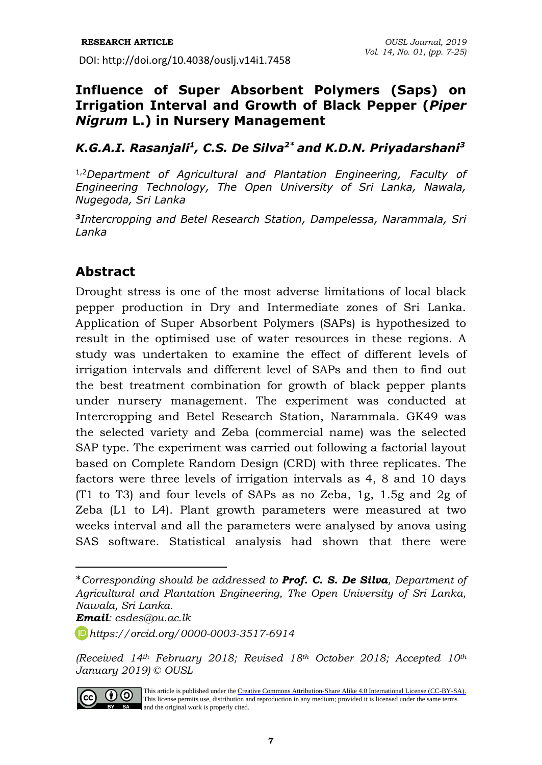RESEARCH ARTICLE

DOI: http://doi.org/10.4038/ouslj.v14i1.7458

# Influence of Super Absorbent Polymers (Saps) on Irrigation Interval and Growth of Black Pepper (*Piper Nigrum* L.) in Nursery Management

***K.G.A.I. Rasanjali*[1], *C.S. De Silva*[2*] *and K.D.N. Priyadarshani*[3]**

[1,2]*Department of Agricultural and Plantation Engineering, Faculty of Engineering Technology, The Open University of Sri Lanka, Nawala, Nugegoda, Sri Lanka*

[3]*Intercropping and Betel Research Station, Dampelessa, Narammala, Sri Lanka*

## Abstract

Drought stress is one of the most adverse limitations of local black pepper production in Dry and Intermediate zones of Sri Lanka. Application of Super Absorbent Polymers (SAPs) is hypothesized to result in the optimised use of water resources in these regions. A study was undertaken to examine the effect of different levels of irrigation intervals and different level of SAPs and then to find out the best treatment combination for growth of black pepper plants under nursery management. The experiment was conducted at Intercropping and Betel Research Station, Narammala. GK49 was the selected variety and Zeba (commercial name) was the selected SAP type. The experiment was carried out following a factorial layout based on Complete Random Design (CRD) with three replicates. The factors were three levels of irrigation intervals as 4, 8 and 10 days (T1 to T3) and four levels of SAPs as no Zeba, 1g, 1.5g and 2g of Zeba (L1 to L4). Plant growth parameters were measured at two weeks interval and all the parameters were analysed by anova using SAS software. Statistical analysis had shown that there were

---

*\*Corresponding should be addressed to **Prof. C. S. De Silva**, Department of Agricultural and Plantation Engineering, The Open University of Sri Lanka, Nawala, Sri Lanka.*

***Email**: csdes@ou.ac.lk*

*https://orcid.org/0000-0003-3517-6914*

*(Received 14th February 2018; Revised 18th October 2018; Accepted 10th January 2019) © OUSL*

This article is published under the Creative Commons Attribution-Share Alike 4.0 International License (CC-BY-SA). This license permits use, distribution and reproduction in any medium; provided it is licensed under the same terms and the original work is properly cited.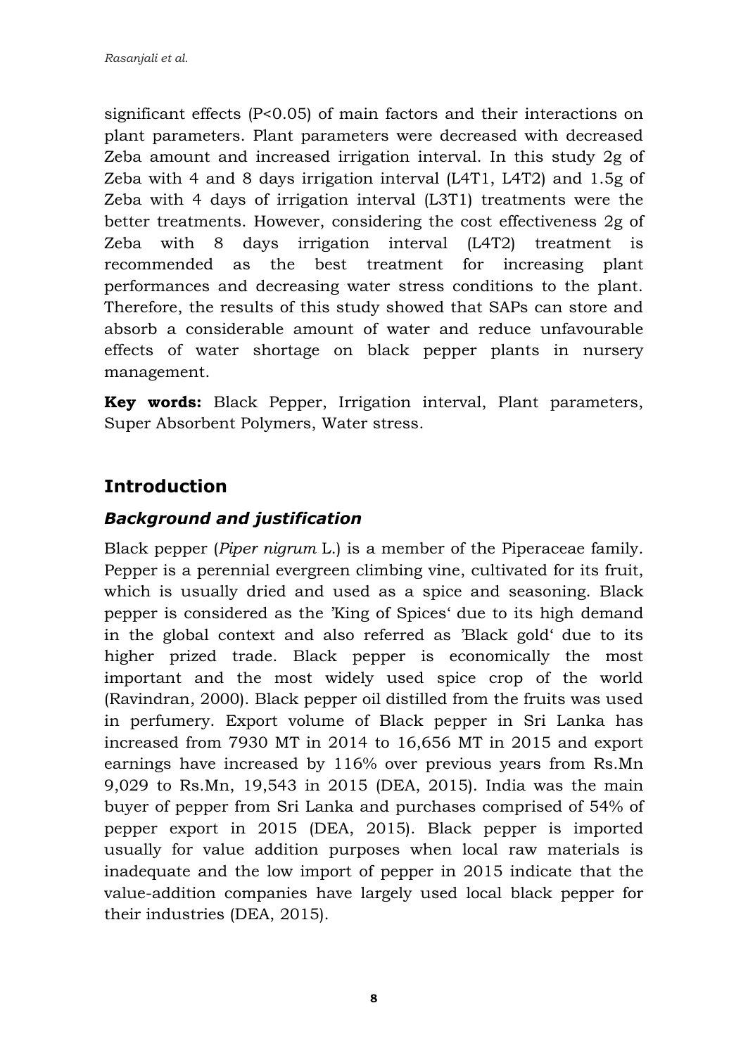significant effects (P<0.05) of main factors and their interactions on plant parameters. Plant parameters were decreased with decreased Zeba amount and increased irrigation interval. In this study 2g of Zeba with 4 and 8 days irrigation interval (L4T1, L4T2) and 1.5g of Zeba with 4 days of irrigation interval (L3T1) treatments were the better treatments. However, considering the cost effectiveness 2g of Zeba with 8 days irrigation interval (L4T2) treatment is recommended as the best treatment for increasing plant performances and decreasing water stress conditions to the plant. Therefore, the results of this study showed that SAPs can store and absorb a considerable amount of water and reduce unfavourable effects of water shortage on black pepper plants in nursery management.

**Key words:** Black Pepper, Irrigation interval, Plant parameters, Super Absorbent Polymers, Water stress.

## Introduction

### *Background and justification*

Black pepper (*Piper nigrum* L.) is a member of the Piperaceae family. Pepper is a perennial evergreen climbing vine, cultivated for its fruit, which is usually dried and used as a spice and seasoning. Black pepper is considered as the 'King of Spices' due to its high demand in the global context and also referred as 'Black gold' due to its higher prized trade. Black pepper is economically the most important and the most widely used spice crop of the world (Ravindran, 2000). Black pepper oil distilled from the fruits was used in perfumery. Export volume of Black pepper in Sri Lanka has increased from 7930 MT in 2014 to 16,656 MT in 2015 and export earnings have increased by 116% over previous years from Rs.Mn 9,029 to Rs.Mn, 19,543 in 2015 (DEA, 2015). India was the main buyer of pepper from Sri Lanka and purchases comprised of 54% of pepper export in 2015 (DEA, 2015). Black pepper is imported usually for value addition purposes when local raw materials is inadequate and the low import of pepper in 2015 indicate that the value-addition companies have largely used local black pepper for their industries (DEA, 2015).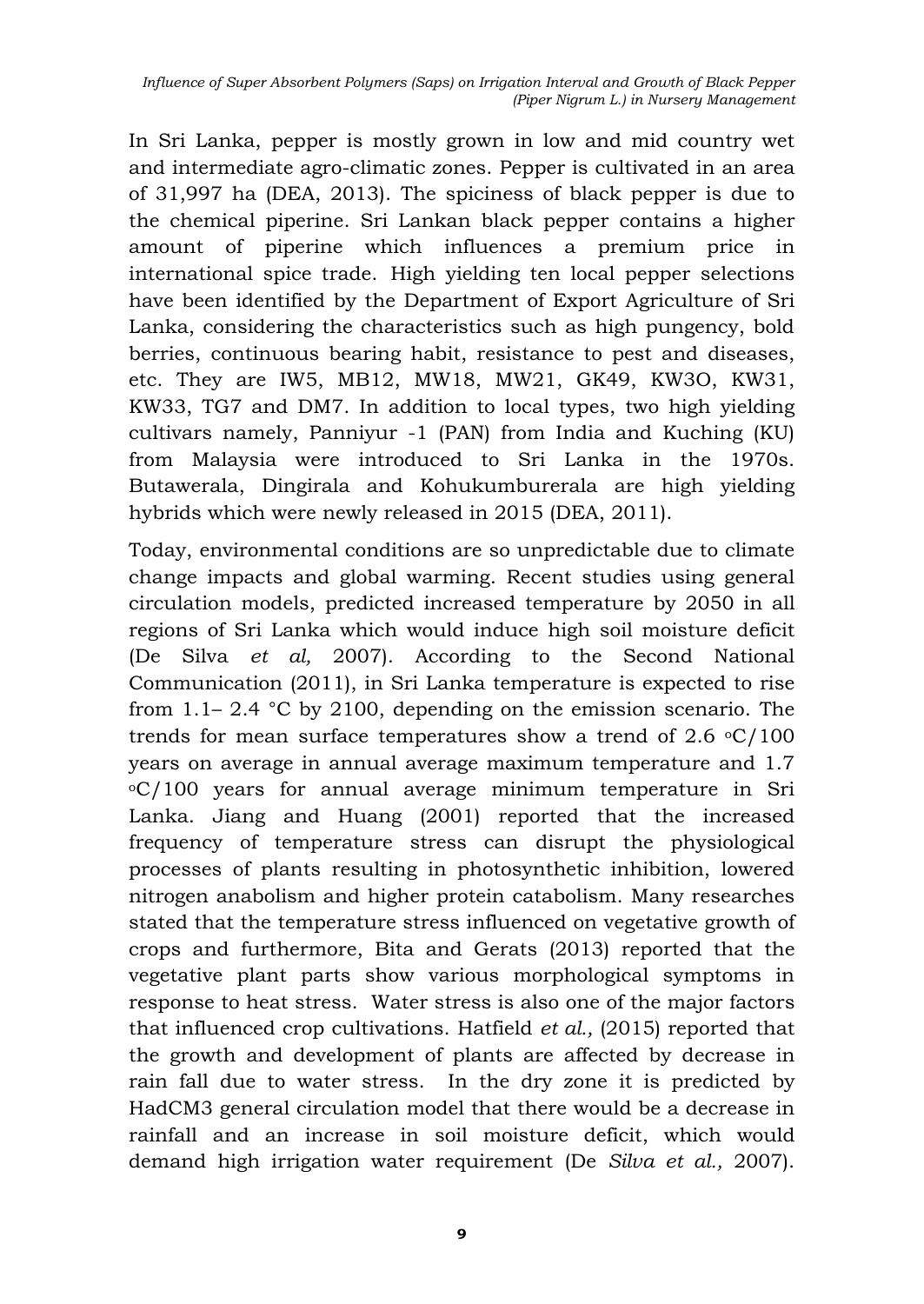In Sri Lanka, pepper is mostly grown in low and mid country wet and intermediate agro-climatic zones. Pepper is cultivated in an area of 31,997 ha (DEA, 2013). The spiciness of black pepper is due to the chemical piperine. Sri Lankan black pepper contains a higher amount of piperine which influences a premium price in international spice trade. High yielding ten local pepper selections have been identified by the Department of Export Agriculture of Sri Lanka, considering the characteristics such as high pungency, bold berries, continuous bearing habit, resistance to pest and diseases, etc. They are IW5, MB12, MW18, MW21, GK49, KW3O, KW31, KW33, TG7 and DM7. In addition to local types, two high yielding cultivars namely, Panniyur -1 (PAN) from India and Kuching (KU) from Malaysia were introduced to Sri Lanka in the 1970s. Butawerala, Dingirala and Kohukumburerala are high yielding hybrids which were newly released in 2015 (DEA, 2011).

Today, environmental conditions are so unpredictable due to climate change impacts and global warming. Recent studies using general circulation models, predicted increased temperature by 2050 in all regions of Sri Lanka which would induce high soil moisture deficit (De Silva *et al,* 2007). According to the Second National Communication (2011), in Sri Lanka temperature is expected to rise from 1.1– 2.4 °C by 2100, depending on the emission scenario. The trends for mean surface temperatures show a trend of 2.6 °C/100 years on average in annual average maximum temperature and 1.7 °C/100 years for annual average minimum temperature in Sri Lanka. Jiang and Huang (2001) reported that the increased frequency of temperature stress can disrupt the physiological processes of plants resulting in photosynthetic inhibition, lowered nitrogen anabolism and higher protein catabolism. Many researches stated that the temperature stress influenced on vegetative growth of crops and furthermore, Bita and Gerats (2013) reported that the vegetative plant parts show various morphological symptoms in response to heat stress. Water stress is also one of the major factors that influenced crop cultivations. Hatfield *et al.,* (2015) reported that the growth and development of plants are affected by decrease in rain fall due to water stress. In the dry zone it is predicted by HadCM3 general circulation model that there would be a decrease in rainfall and an increase in soil moisture deficit, which would demand high irrigation water requirement (De *Silva et al.,* 2007).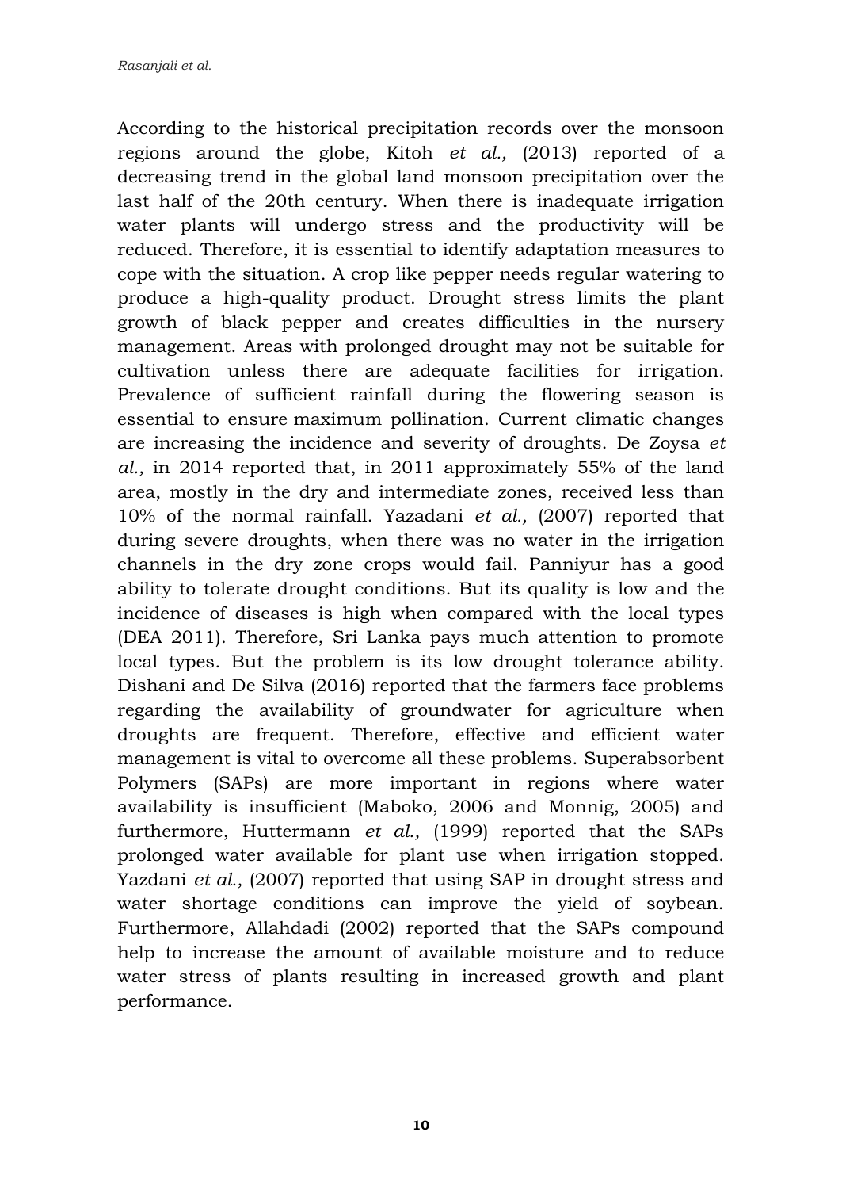According to the historical precipitation records over the monsoon regions around the globe, Kitoh *et al.,* (2013) reported of a decreasing trend in the global land monsoon precipitation over the last half of the 20th century. When there is inadequate irrigation water plants will undergo stress and the productivity will be reduced. Therefore, it is essential to identify adaptation measures to cope with the situation. A crop like pepper needs regular watering to produce a high-quality product. Drought stress limits the plant growth of black pepper and creates difficulties in the nursery management. Areas with prolonged drought may not be suitable for cultivation unless there are adequate facilities for irrigation. Prevalence of sufficient rainfall during the flowering season is essential to ensure maximum pollination. Current climatic changes are increasing the incidence and severity of droughts. De Zoysa *et al.,* in 2014 reported that, in 2011 approximately 55% of the land area, mostly in the dry and intermediate zones, received less than 10% of the normal rainfall. Yazadani *et al.,* (2007) reported that during severe droughts, when there was no water in the irrigation channels in the dry zone crops would fail. Panniyur has a good ability to tolerate drought conditions. But its quality is low and the incidence of diseases is high when compared with the local types (DEA 2011). Therefore, Sri Lanka pays much attention to promote local types. But the problem is its low drought tolerance ability. Dishani and De Silva (2016) reported that the farmers face problems regarding the availability of groundwater for agriculture when droughts are frequent. Therefore, effective and efficient water management is vital to overcome all these problems. Superabsorbent Polymers (SAPs) are more important in regions where water availability is insufficient (Maboko, 2006 and Monnig, 2005) and furthermore, Huttermann *et al.,* (1999) reported that the SAPs prolonged water available for plant use when irrigation stopped. Yazdani *et al.,* (2007) reported that using SAP in drought stress and water shortage conditions can improve the yield of soybean. Furthermore, Allahdadi (2002) reported that the SAPs compound help to increase the amount of available moisture and to reduce water stress of plants resulting in increased growth and plant performance.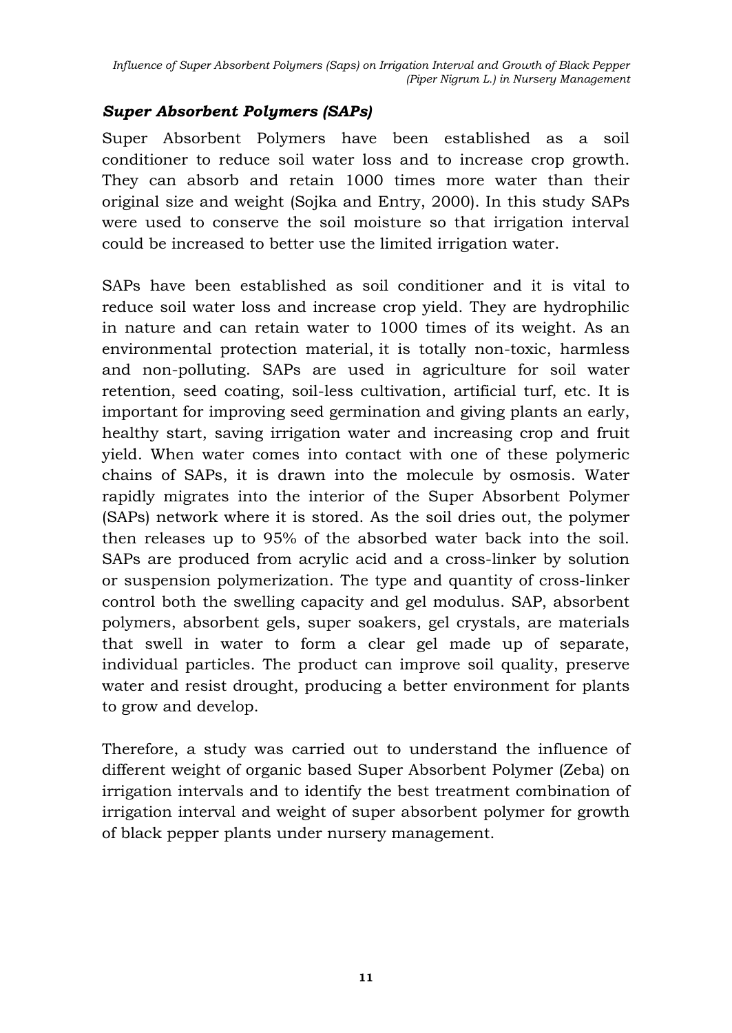### *Super Absorbent Polymers (SAPs)*

Super Absorbent Polymers have been established as a soil conditioner to reduce soil water loss and to increase crop growth. They can absorb and retain 1000 times more water than their original size and weight (Sojka and Entry, 2000). In this study SAPs were used to conserve the soil moisture so that irrigation interval could be increased to better use the limited irrigation water.

SAPs have been established as soil conditioner and it is vital to reduce soil water loss and increase crop yield. They are hydrophilic in nature and can retain water to 1000 times of its weight. As an environmental protection material, it is totally non-toxic, harmless and non-polluting. SAPs are used in agriculture for soil water retention, seed coating, soil-less cultivation, artificial turf, etc. It is important for improving seed germination and giving plants an early, healthy start, saving irrigation water and increasing crop and fruit yield. When water comes into contact with one of these polymeric chains of SAPs, it is drawn into the molecule by osmosis. Water rapidly migrates into the interior of the Super Absorbent Polymer (SAPs) network where it is stored. As the soil dries out, the polymer then releases up to 95% of the absorbed water back into the soil. SAPs are produced from acrylic acid and a cross-linker by solution or suspension polymerization. The type and quantity of cross-linker control both the swelling capacity and gel modulus. SAP, absorbent polymers, absorbent gels, super soakers, gel crystals, are materials that swell in water to form a clear gel made up of separate, individual particles. The product can improve soil quality, preserve water and resist drought, producing a better environment for plants to grow and develop.

Therefore, a study was carried out to understand the influence of different weight of organic based Super Absorbent Polymer (Zeba) on irrigation intervals and to identify the best treatment combination of irrigation interval and weight of super absorbent polymer for growth of black pepper plants under nursery management.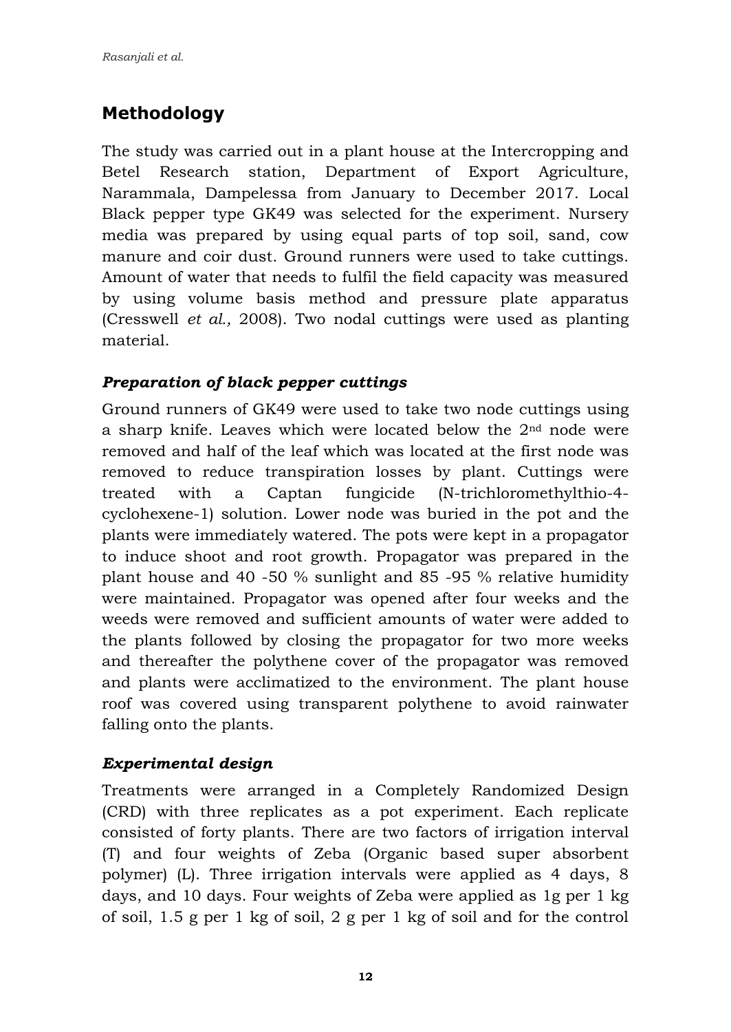## Methodology

The study was carried out in a plant house at the Intercropping and Betel Research station, Department of Export Agriculture, Narammala, Dampelessa from January to December 2017. Local Black pepper type GK49 was selected for the experiment. Nursery media was prepared by using equal parts of top soil, sand, cow manure and coir dust. Ground runners were used to take cuttings. Amount of water that needs to fulfil the field capacity was measured by using volume basis method and pressure plate apparatus (Cresswell *et al.,* 2008). Two nodal cuttings were used as planting material.

### *Preparation of black pepper cuttings*

Ground runners of GK49 were used to take two node cuttings using a sharp knife. Leaves which were located below the 2nd node were removed and half of the leaf which was located at the first node was removed to reduce transpiration losses by plant. Cuttings were treated with a Captan fungicide (N-trichloromethylthio-4-cyclohexene-1) solution. Lower node was buried in the pot and the plants were immediately watered. The pots were kept in a propagator to induce shoot and root growth. Propagator was prepared in the plant house and 40 -50 % sunlight and 85 -95 % relative humidity were maintained. Propagator was opened after four weeks and the weeds were removed and sufficient amounts of water were added to the plants followed by closing the propagator for two more weeks and thereafter the polythene cover of the propagator was removed and plants were acclimatized to the environment. The plant house roof was covered using transparent polythene to avoid rainwater falling onto the plants.

### *Experimental design*

Treatments were arranged in a Completely Randomized Design (CRD) with three replicates as a pot experiment. Each replicate consisted of forty plants. There are two factors of irrigation interval (T) and four weights of Zeba (Organic based super absorbent polymer) (L). Three irrigation intervals were applied as 4 days, 8 days, and 10 days. Four weights of Zeba were applied as 1g per 1 kg of soil, 1.5 g per 1 kg of soil, 2 g per 1 kg of soil and for the control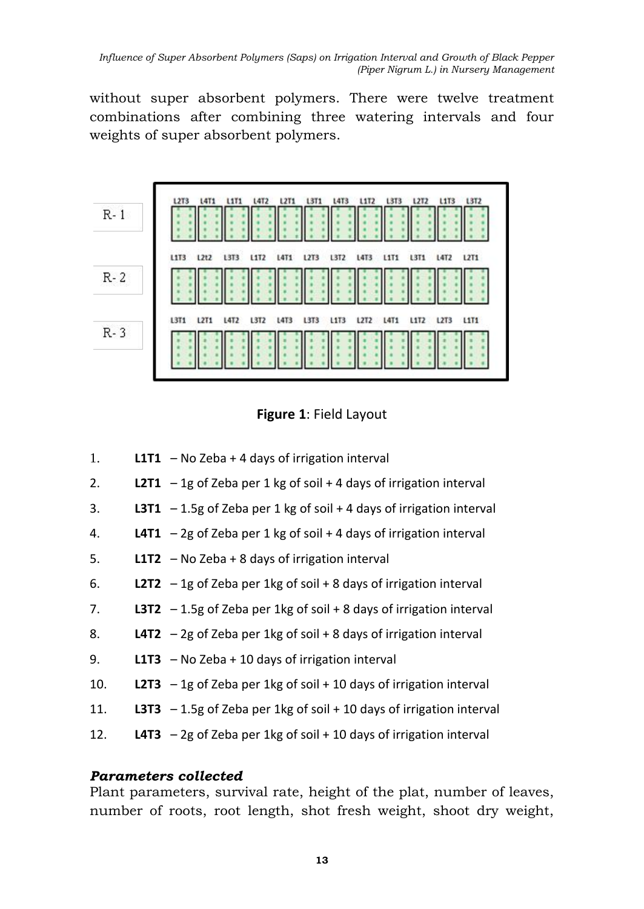without super absorbent polymers. There were twelve treatment combinations after combining three watering intervals and four weights of super absorbent polymers.

| | | | | | | | | | | | | |
|---|---|---|---|---|---|---|---|---|---|---|---|---|
| R- 1 | L2T3 | L4T1 | L1T1 | L4T2 | L2T1 | L3T1 | L4T3 | L1T2 | L3T3 | L2T2 | L1T3 | L3T2 |
| R- 2 | L1T3 | L2t2 | L3T3 | L1T2 | L4T1 | L2T3 | L3T2 | L4T3 | L1T1 | L3T1 | L4T2 | L2T1 |
| R- 3 | L3T1 | L2T1 | L4T2 | L3T2 | L4T3 | L3T3 | L1T3 | L2T2 | L4T1 | L1T2 | L2T3 | L1T1 |

**Figure 1**: Field Layout

1. **L1T1** – No Zeba + 4 days of irrigation interval
2. **L2T1** – 1g of Zeba per 1 kg of soil + 4 days of irrigation interval
3. **L3T1** – 1.5g of Zeba per 1 kg of soil + 4 days of irrigation interval
4. **L4T1** – 2g of Zeba per 1 kg of soil + 4 days of irrigation interval
5. **L1T2** – No Zeba + 8 days of irrigation interval
6. **L2T2** – 1g of Zeba per 1kg of soil + 8 days of irrigation interval
7. **L3T2** – 1.5g of Zeba per 1kg of soil + 8 days of irrigation interval
8. **L4T2** – 2g of Zeba per 1kg of soil + 8 days of irrigation interval
9. **L1T3** – No Zeba + 10 days of irrigation interval
10. **L2T3** – 1g of Zeba per 1kg of soil + 10 days of irrigation interval
11. **L3T3** – 1.5g of Zeba per 1kg of soil + 10 days of irrigation interval
12. **L4T3** – 2g of Zeba per 1kg of soil + 10 days of irrigation interval

### *Parameters collected*

Plant parameters, survival rate, height of the plat, number of leaves, number of roots, root length, shot fresh weight, shoot dry weight,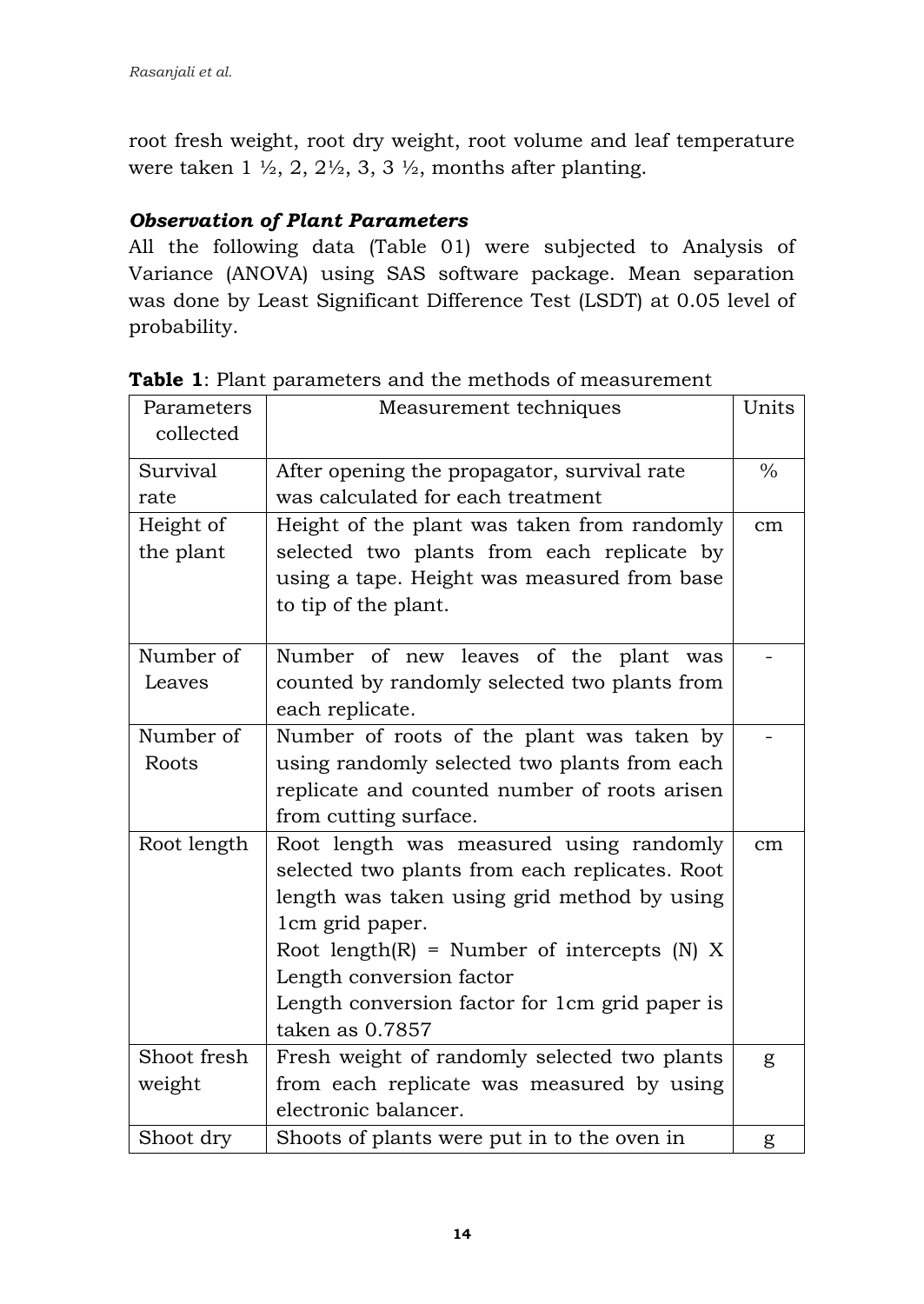root fresh weight, root dry weight, root volume and leaf temperature were taken 1 ½, 2, 2½, 3, 3 ½, months after planting.

### *Observation of Plant Parameters*

All the following data (Table 01) were subjected to Analysis of Variance (ANOVA) using SAS software package. Mean separation was done by Least Significant Difference Test (LSDT) at 0.05 level of probability.

**Table 1**: Plant parameters and the methods of measurement

| Parameters collected | Measurement techniques | Units |
|---|---|---|
| Survival rate | After opening the propagator, survival rate was calculated for each treatment | % |
| Height of the plant | Height of the plant was taken from randomly selected two plants from each replicate by using a tape. Height was measured from base to tip of the plant. | cm |
| Number of Leaves | Number of new leaves of the plant was counted by randomly selected two plants from each replicate. | - |
| Number of Roots | Number of roots of the plant was taken by using randomly selected two plants from each replicate and counted number of roots arisen from cutting surface. | - |
| Root length | Root length was measured using randomly selected two plants from each replicates. Root length was taken using grid method by using 1cm grid paper. Root length(R) = Number of intercepts (N) X Length conversion factor Length conversion factor for 1cm grid paper is taken as 0.7857 | cm |
| Shoot fresh weight | Fresh weight of randomly selected two plants from each replicate was measured by using electronic balancer. | g |
| Shoot dry | Shoots of plants were put in to the oven in | g |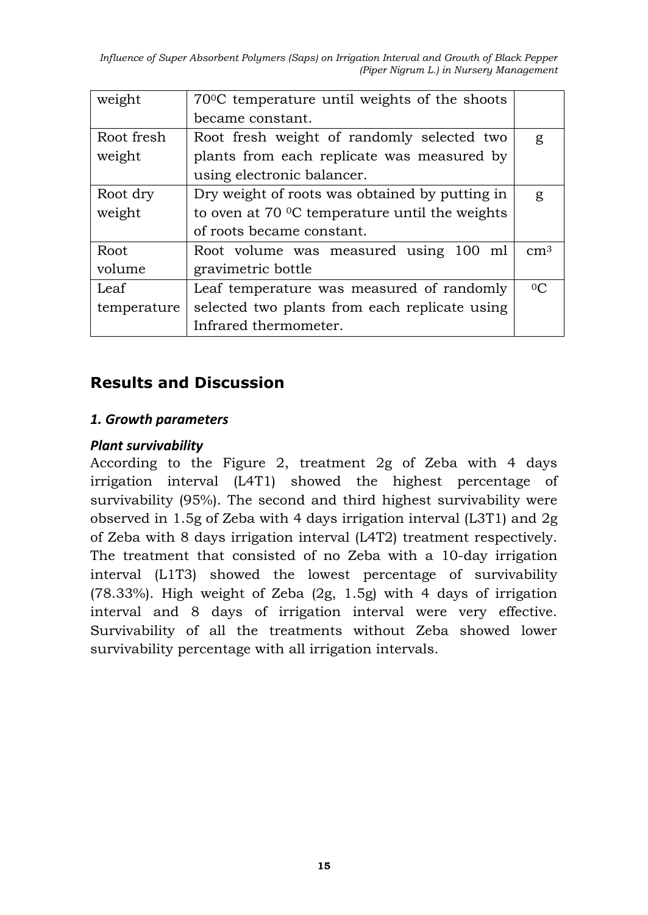| weight | $70^0C$ temperature until weights of the shoots became constant. | |
|---|---|---|
| Root fresh weight | Root fresh weight of randomly selected two plants from each replicate was measured by using electronic balancer. | g |
| Root dry weight | Dry weight of roots was obtained by putting in to oven at 70 $^0C$ temperature until the weights of roots became constant. | g |
| Root volume | Root volume was measured using 100 ml gravimetric bottle | $cm^3$ |
| Leaf temperature | Leaf temperature was measured of randomly selected two plants from each replicate using Infrared thermometer. | $^0C$ |

## Results and Discussion

### *1. Growth parameters*

#### *Plant survivability*

According to the Figure 2, treatment 2g of Zeba with 4 days irrigation interval (L4T1) showed the highest percentage of survivability (95%). The second and third highest survivability were observed in 1.5g of Zeba with 4 days irrigation interval (L3T1) and 2g of Zeba with 8 days irrigation interval (L4T2) treatment respectively. The treatment that consisted of no Zeba with a 10-day irrigation interval (L1T3) showed the lowest percentage of survivability (78.33%). High weight of Zeba (2g, 1.5g) with 4 days of irrigation interval and 8 days of irrigation interval were very effective. Survivability of all the treatments without Zeba showed lower survivability percentage with all irrigation intervals.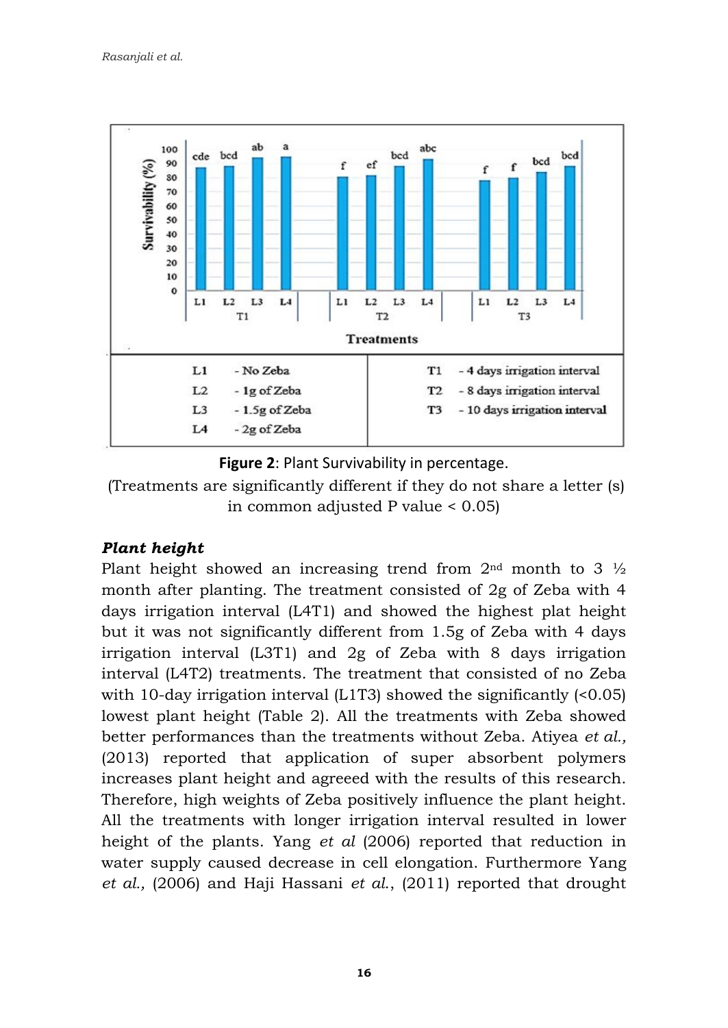**Figure 2**: Plant Survivability in percentage.

(Treatments are significantly different if they do not share a letter (s) in common adjusted P value < 0.05)

### *Plant height*

Plant height showed an increasing trend from 2nd month to 3 ½ month after planting. The treatment consisted of 2g of Zeba with 4 days irrigation interval (L4T1) and showed the highest plat height but it was not significantly different from 1.5g of Zeba with 4 days irrigation interval (L3T1) and 2g of Zeba with 8 days irrigation interval (L4T2) treatments. The treatment that consisted of no Zeba with 10-day irrigation interval (L1T3) showed the significantly (<0.05) lowest plant height (Table 2). All the treatments with Zeba showed better performances than the treatments without Zeba. Atiyea *et al.,* (2013) reported that application of super absorbent polymers increases plant height and agreeed with the results of this research. Therefore, high weights of Zeba positively influence the plant height. All the treatments with longer irrigation interval resulted in lower height of the plants. Yang *et al* (2006) reported that reduction in water supply caused decrease in cell elongation. Furthermore Yang *et al.,* (2006) and Haji Hassani *et al.*, (2011) reported that drought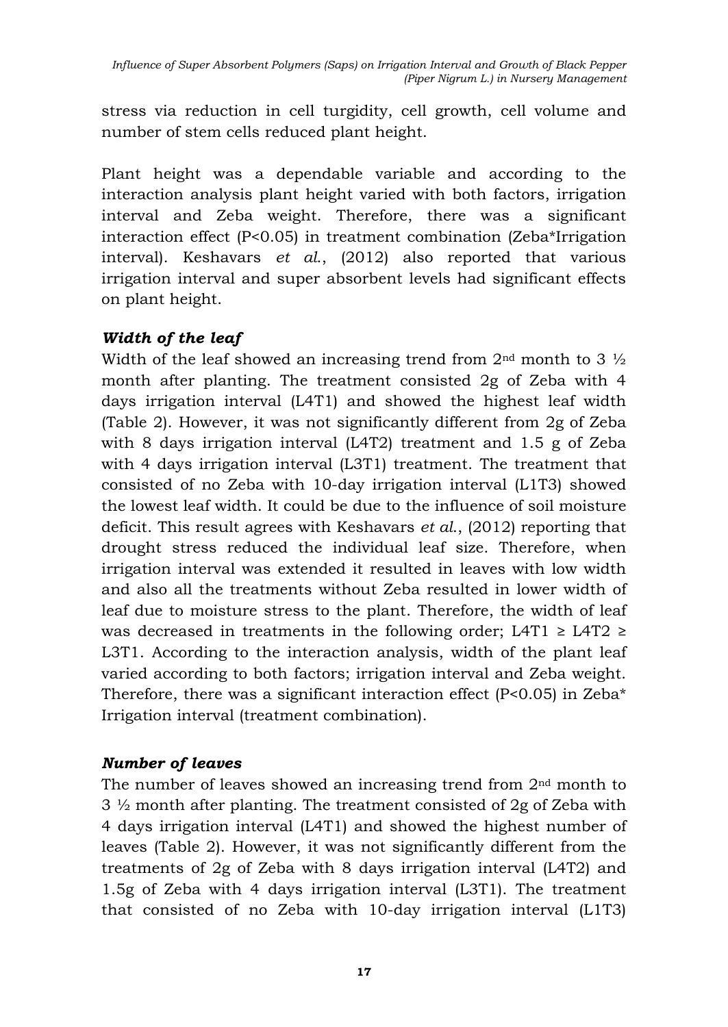stress via reduction in cell turgidity, cell growth, cell volume and number of stem cells reduced plant height.

Plant height was a dependable variable and according to the interaction analysis plant height varied with both factors, irrigation interval and Zeba weight. Therefore, there was a significant interaction effect (P<0.05) in treatment combination (Zeba*Irrigation interval). Keshavars *et al.*, (2012) also reported that various irrigation interval and super absorbent levels had significant effects on plant height.

### *Width of the leaf*

Width of the leaf showed an increasing trend from 2nd month to 3 ½ month after planting. The treatment consisted 2g of Zeba with 4 days irrigation interval (L4T1) and showed the highest leaf width (Table 2). However, it was not significantly different from 2g of Zeba with 8 days irrigation interval (L4T2) treatment and 1.5 g of Zeba with 4 days irrigation interval (L3T1) treatment. The treatment that consisted of no Zeba with 10-day irrigation interval (L1T3) showed the lowest leaf width. It could be due to the influence of soil moisture deficit. This result agrees with Keshavars *et al.*, (2012) reporting that drought stress reduced the individual leaf size. Therefore, when irrigation interval was extended it resulted in leaves with low width and also all the treatments without Zeba resulted in lower width of leaf due to moisture stress to the plant. Therefore, the width of leaf was decreased in treatments in the following order; L4T1 ≥ L4T2 ≥ L3T1. According to the interaction analysis, width of the plant leaf varied according to both factors; irrigation interval and Zeba weight. Therefore, there was a significant interaction effect (P<0.05) in Zeba* Irrigation interval (treatment combination).

### *Number of leaves*

The number of leaves showed an increasing trend from 2nd month to 3 ½ month after planting. The treatment consisted of 2g of Zeba with 4 days irrigation interval (L4T1) and showed the highest number of leaves (Table 2). However, it was not significantly different from the treatments of 2g of Zeba with 8 days irrigation interval (L4T2) and 1.5g of Zeba with 4 days irrigation interval (L3T1). The treatment that consisted of no Zeba with 10-day irrigation interval (L1T3)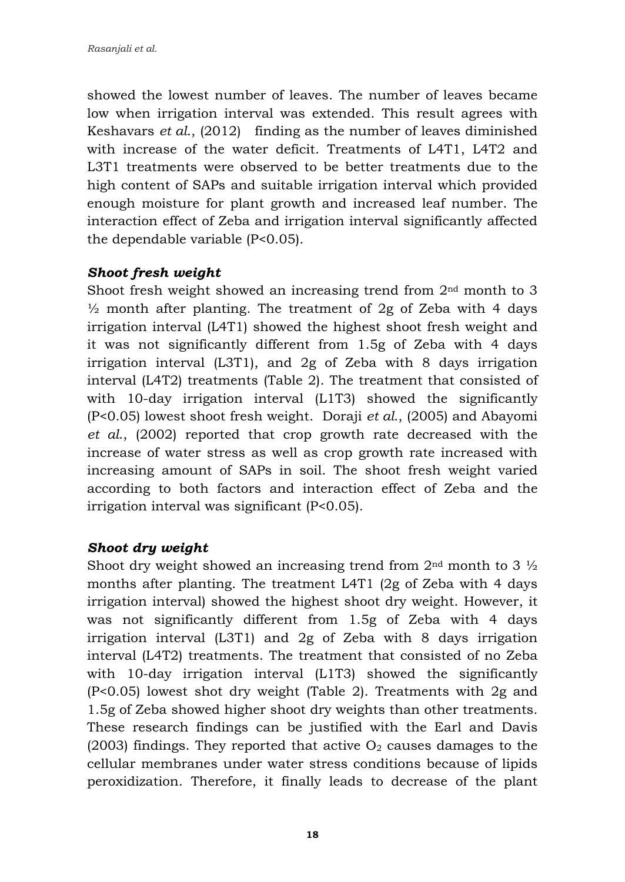showed the lowest number of leaves. The number of leaves became low when irrigation interval was extended. This result agrees with Keshavars *et al.*, (2012) finding as the number of leaves diminished with increase of the water deficit. Treatments of L4T1, L4T2 and L3T1 treatments were observed to be better treatments due to the high content of SAPs and suitable irrigation interval which provided enough moisture for plant growth and increased leaf number. The interaction effect of Zeba and irrigation interval significantly affected the dependable variable ($P<0.05$).

### *Shoot fresh weight*

Shoot fresh weight showed an increasing trend from 2nd month to 3 ½ month after planting. The treatment of 2g of Zeba with 4 days irrigation interval (L4T1) showed the highest shoot fresh weight and it was not significantly different from 1.5g of Zeba with 4 days irrigation interval (L3T1), and 2g of Zeba with 8 days irrigation interval (L4T2) treatments (Table 2). The treatment that consisted of with 10-day irrigation interval (L1T3) showed the significantly ($P<0.05$) lowest shoot fresh weight. Doraji *et al.*, (2005) and Abayomi *et al.*, (2002) reported that crop growth rate decreased with the increase of water stress as well as crop growth rate increased with increasing amount of SAPs in soil. The shoot fresh weight varied according to both factors and interaction effect of Zeba and the irrigation interval was significant ($P<0.05$).

### *Shoot dry weight*

Shoot dry weight showed an increasing trend from 2nd month to 3 ½ months after planting. The treatment L4T1 (2g of Zeba with 4 days irrigation interval) showed the highest shoot dry weight. However, it was not significantly different from 1.5g of Zeba with 4 days irrigation interval (L3T1) and 2g of Zeba with 8 days irrigation interval (L4T2) treatments. The treatment that consisted of no Zeba with 10-day irrigation interval (L1T3) showed the significantly ($P<0.05$) lowest shot dry weight (Table 2). Treatments with 2g and 1.5g of Zeba showed higher shoot dry weights than other treatments. These research findings can be justified with the Earl and Davis (2003) findings. They reported that active $O_2$ causes damages to the cellular membranes under water stress conditions because of lipids peroxidization. Therefore, it finally leads to decrease of the plant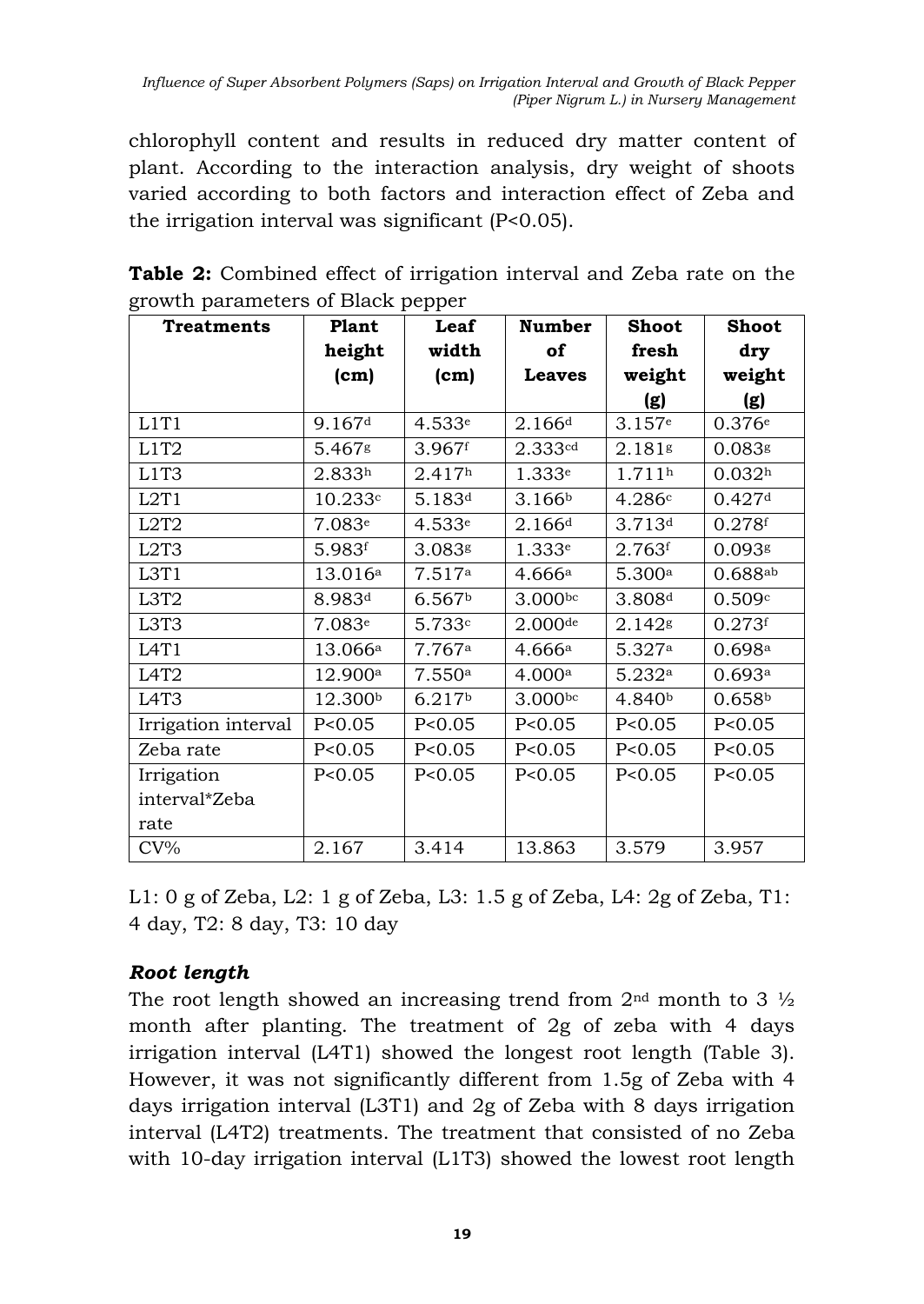chlorophyll content and results in reduced dry matter content of plant. According to the interaction analysis, dry weight of shoots varied according to both factors and interaction effect of Zeba and the irrigation interval was significant ($P<0.05$).

**Table 2:** Combined effect of irrigation interval and Zeba rate on the growth parameters of Black pepper

| Treatments | Plant height (cm) | Leaf width (cm) | Number of Leaves | Shoot fresh weight (g) | Shoot dry weight (g) |
|---|---|---|---|---|---|
| L1T1 | $9.167^{d}$ | $4.533^{e}$ | $2.166^{d}$ | $3.157^{e}$ | $0.376^{e}$ |
| L1T2 | $5.467^{g}$ | $3.967^{f}$ | $2.333^{cd}$ | $2.181^{g}$ | $0.083^{g}$ |
| L1T3 | $2.833^{h}$ | $2.417^{h}$ | $1.333^{e}$ | $1.711^{h}$ | $0.032^{h}$ |
| L2T1 | $10.233^{c}$ | $5.183^{d}$ | $3.166^{b}$ | $4.286^{c}$ | $0.427^{d}$ |
| L2T2 | $7.083^{e}$ | $4.533^{e}$ | $2.166^{d}$ | $3.713^{d}$ | $0.278^{f}$ |
| L2T3 | $5.983^{f}$ | $3.083^{g}$ | $1.333^{e}$ | $2.763^{f}$ | $0.093^{g}$ |
| L3T1 | $13.016^{a}$ | $7.517^{a}$ | $4.666^{a}$ | $5.300^{a}$ | $0.688^{ab}$ |
| L3T2 | $8.983^{d}$ | $6.567^{b}$ | $3.000^{bc}$ | $3.808^{d}$ | $0.509^{c}$ |
| L3T3 | $7.083^{e}$ | $5.733^{c}$ | $2.000^{de}$ | $2.142^{g}$ | $0.273^{f}$ |
| L4T1 | $13.066^{a}$ | $7.767^{a}$ | $4.666^{a}$ | $5.327^{a}$ | $0.698^{a}$ |
| L4T2 | $12.900^{a}$ | $7.550^{a}$ | $4.000^{a}$ | $5.232^{a}$ | $0.693^{a}$ |
| L4T3 | $12.300^{b}$ | $6.217^{b}$ | $3.000^{bc}$ | $4.840^{b}$ | $0.658^{b}$ |
| Irrigation interval | $P<0.05$ | $P<0.05$ | $P<0.05$ | $P<0.05$ | $P<0.05$ |
| Zeba rate | $P<0.05$ | $P<0.05$ | $P<0.05$ | $P<0.05$ | $P<0.05$ |
| Irrigation interval*Zeba rate | $P<0.05$ | $P<0.05$ | $P<0.05$ | $P<0.05$ | $P<0.05$ |
| CV% | 2.167 | 3.414 | 13.863 | 3.579 | 3.957 |

L1: 0 g of Zeba, L2: 1 g of Zeba, L3: 1.5 g of Zeba, L4: 2g of Zeba, T1: 4 day, T2: 8 day, T3: 10 day

### *Root length*

The root length showed an increasing trend from 2nd month to 3 ½ month after planting. The treatment of 2g of zeba with 4 days irrigation interval (L4T1) showed the longest root length (Table 3). However, it was not significantly different from 1.5g of Zeba with 4 days irrigation interval (L3T1) and 2g of Zeba with 8 days irrigation interval (L4T2) treatments. The treatment that consisted of no Zeba with 10-day irrigation interval (L1T3) showed the lowest root length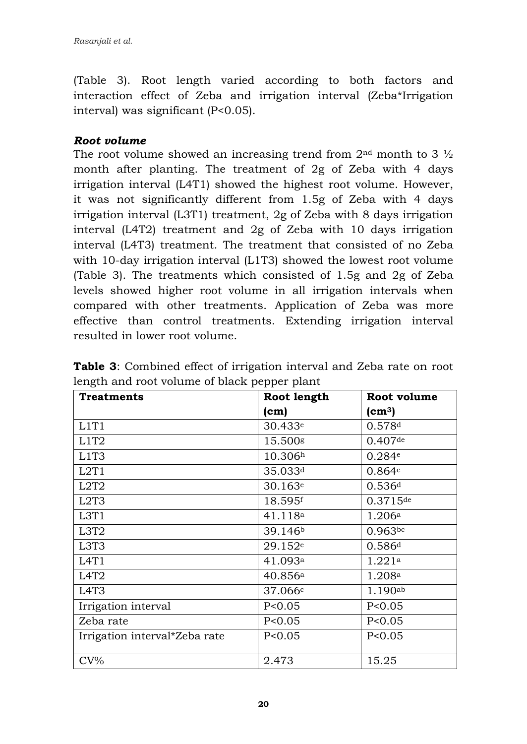(Table 3). Root length varied according to both factors and interaction effect of Zeba and irrigation interval (Zeba*Irrigation interval) was significant (P<0.05).

### *Root volume*

The root volume showed an increasing trend from 2nd month to 3 ½ month after planting. The treatment of 2g of Zeba with 4 days irrigation interval (L4T1) showed the highest root volume. However, it was not significantly different from 1.5g of Zeba with 4 days irrigation interval (L3T1) treatment, 2g of Zeba with 8 days irrigation interval (L4T2) treatment and 2g of Zeba with 10 days irrigation interval (L4T3) treatment. The treatment that consisted of no Zeba with 10-day irrigation interval (L1T3) showed the lowest root volume (Table 3). The treatments which consisted of 1.5g and 2g of Zeba levels showed higher root volume in all irrigation intervals when compared with other treatments. Application of Zeba was more effective than control treatments. Extending irrigation interval resulted in lower root volume.

**Table 3**: Combined effect of irrigation interval and Zeba rate on root length and root volume of black pepper plant

| Treatments | Root length (cm) | Root volume ($cm^3$) |
|---|---|---|
| L1T1 | 30.433[e] | 0.578[d] |
| L1T2 | 15.500[g] | 0.407[de] |
| L1T3 | 10.306[h] | 0.284[e] |
| L2T1 | 35.033[d] | 0.864[c] |
| L2T2 | 30.163[e] | 0.536[d] |
| L2T3 | 18.595[f] | 0.3715[de] |
| L3T1 | 41.118[a] | 1.206[a] |
| L3T2 | 39.146[b] | 0.963[bc] |
| L3T3 | 29.152[e] | 0.586[d] |
| L4T1 | 41.093[a] | 1.221[a] |
| L4T2 | 40.856[a] | 1.208[a] |
| L4T3 | 37.066[c] | 1.190[ab] |
| Irrigation interval | P<0.05 | P<0.05 |
| Zeba rate | P<0.05 | P<0.05 |
| Irrigation interval*Zeba rate | P<0.05 | P<0.05 |
| CV% | 2.473 | 15.25 |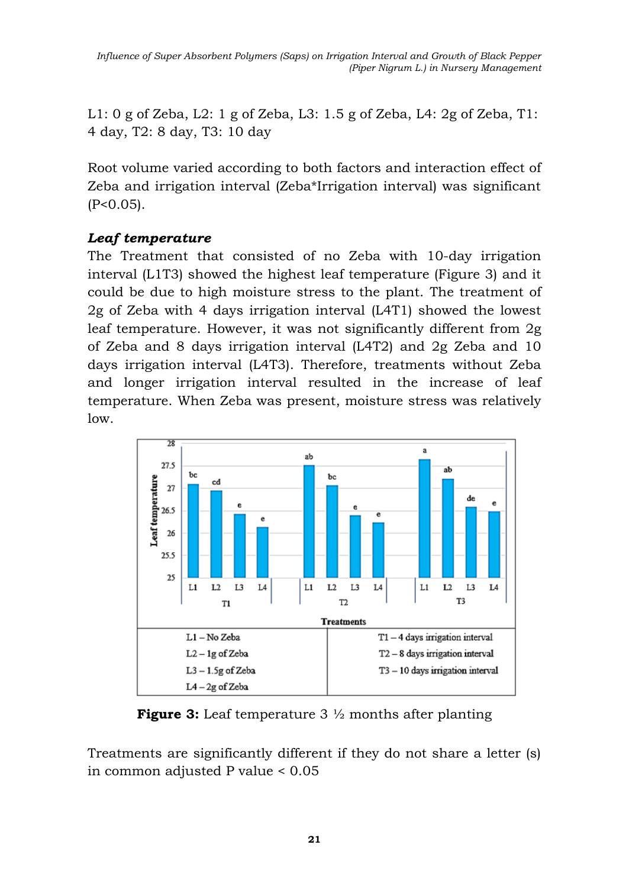L1: 0 g of Zeba, L2: 1 g of Zeba, L3: 1.5 g of Zeba, L4: 2g of Zeba, T1: 4 day, T2: 8 day, T3: 10 day

Root volume varied according to both factors and interaction effect of Zeba and irrigation interval (Zeba*Irrigation interval) was significant ($P<0.05$).

### *Leaf temperature*

The Treatment that consisted of no Zeba with 10-day irrigation interval (L1T3) showed the highest leaf temperature (Figure 3) and it could be due to high moisture stress to the plant. The treatment of 2g of Zeba with 4 days irrigation interval (L4T1) showed the lowest leaf temperature. However, it was not significantly different from 2g of Zeba and 8 days irrigation interval (L4T2) and 2g Zeba and 10 days irrigation interval (L4T3). Therefore, treatments without Zeba and longer irrigation interval resulted in the increase of leaf temperature. When Zeba was present, moisture stress was relatively low.

| | |
|---|---|
| L1 – No Zeba | T1 – 4 days irrigation interval |
| L2 – 1g of Zeba | T2 – 8 days irrigation interval |
| L3 – 1.5g of Zeba | T3 – 10 days irrigation interval |
| L4 – 2g of Zeba | |

**Figure 3:** Leaf temperature 3 ½ months after planting

Treatments are significantly different if they do not share a letter (s) in common adjusted P value < 0.05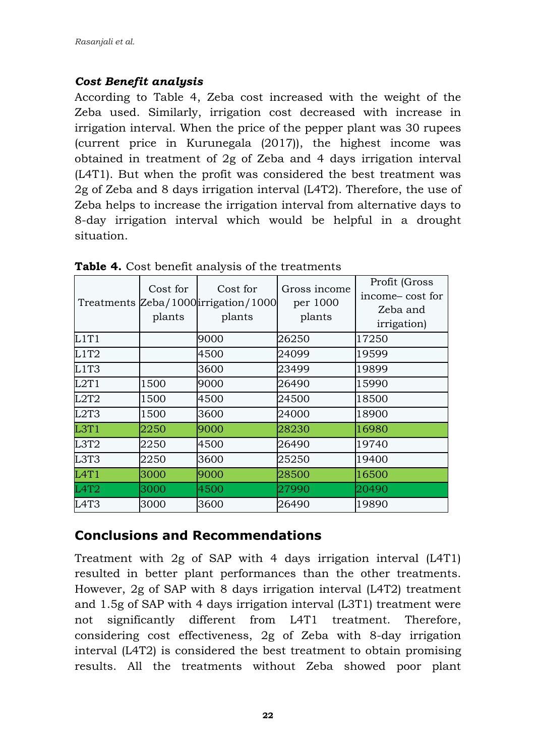### *Cost Benefit analysis*

According to Table 4, Zeba cost increased with the weight of the Zeba used. Similarly, irrigation cost decreased with increase in irrigation interval. When the price of the pepper plant was 30 rupees (current price in Kurunegala (2017)), the highest income was obtained in treatment of 2g of Zeba and 4 days irrigation interval (L4T1). But when the profit was considered the best treatment was 2g of Zeba and 8 days irrigation interval (L4T2). Therefore, the use of Zeba helps to increase the irrigation interval from alternative days to 8-day irrigation interval which would be helpful in a drought situation.

**Table 4.** Cost benefit analysis of the treatments

| Treatments | Cost for Zeba/1000 plants | Cost for irrigation/1000 plants | Gross income per 1000 plants | Profit (Gross income– cost for Zeba and irrigation) |
|---|---|---|---|---|
| L1T1 | | 9000 | 26250 | 17250 |
| L1T2 | | 4500 | 24099 | 19599 |
| L1T3 | | 3600 | 23499 | 19899 |
| L2T1 | 1500 | 9000 | 26490 | 15990 |
| L2T2 | 1500 | 4500 | 24500 | 18500 |
| L2T3 | 1500 | 3600 | 24000 | 18900 |
| L3T1 | 2250 | 9000 | 28230 | 16980 |
| L3T2 | 2250 | 4500 | 26490 | 19740 |
| L3T3 | 2250 | 3600 | 25250 | 19400 |
| L4T1 | 3000 | 9000 | 28500 | 16500 |
| L4T2 | 3000 | 4500 | 27990 | 20490 |
| L4T3 | 3000 | 3600 | 26490 | 19890 |

## Conclusions and Recommendations

Treatment with 2g of SAP with 4 days irrigation interval (L4T1) resulted in better plant performances than the other treatments. However, 2g of SAP with 8 days irrigation interval (L4T2) treatment and 1.5g of SAP with 4 days irrigation interval (L3T1) treatment were not significantly different from L4T1 treatment. Therefore, considering cost effectiveness, 2g of Zeba with 8-day irrigation interval (L4T2) is considered the best treatment to obtain promising results. All the treatments without Zeba showed poor plant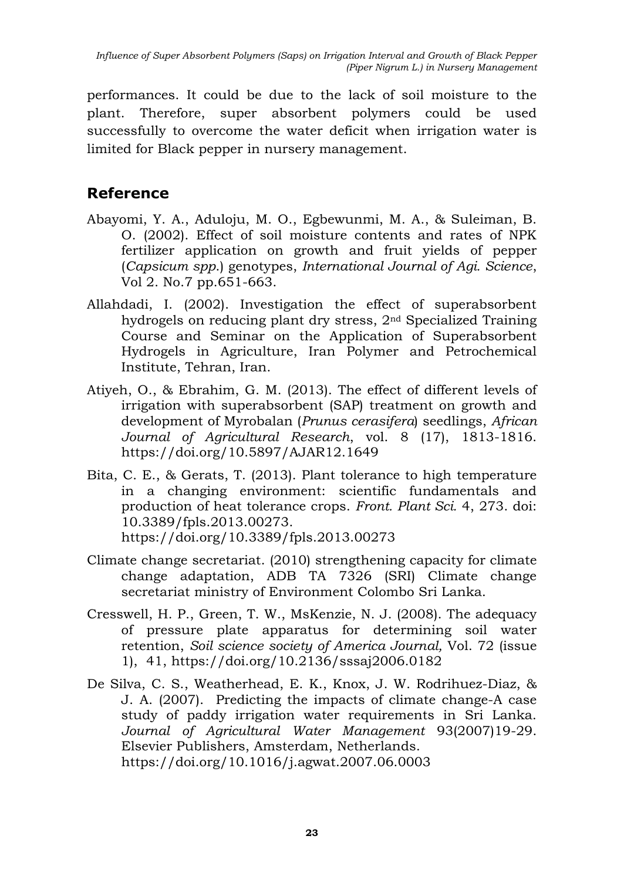performances. It could be due to the lack of soil moisture to the plant. Therefore, super absorbent polymers could be used successfully to overcome the water deficit when irrigation water is limited for Black pepper in nursery management.

## Reference

Abayomi, Y. A., Aduloju, M. O., Egbewunmi, M. A., & Suleiman, B. O. (2002). Effect of soil moisture contents and rates of NPK fertilizer application on growth and fruit yields of pepper (*Capsicum spp*.) genotypes, *International Journal of Agi. Science*, Vol 2. No.7 pp.651-663.

Allahdadi, I. (2002). Investigation the effect of superabsorbent hydrogels on reducing plant dry stress, 2nd Specialized Training Course and Seminar on the Application of Superabsorbent Hydrogels in Agriculture, Iran Polymer and Petrochemical Institute, Tehran, Iran.

Atiyeh, O., & Ebrahim, G. M. (2013). The effect of different levels of irrigation with superabsorbent (SAP) treatment on growth and development of Myrobalan (*Prunus cerasifera*) seedlings, *African Journal of Agricultural Research*, vol. 8 (17), 1813-1816. https://doi.org/10.5897/AJAR12.1649

Bita, C. E., & Gerats, T. (2013). Plant tolerance to high temperature in a changing environment: scientific fundamentals and production of heat tolerance crops. *Front. Plant Sci.* 4, 273. doi: 10.3389/fpls.2013.00273. https://doi.org/10.3389/fpls.2013.00273

Climate change secretariat. (2010) strengthening capacity for climate change adaptation, ADB TA 7326 (SRI) Climate change secretariat ministry of Environment Colombo Sri Lanka.

Cresswell, H. P., Green, T. W., MsKenzie, N. J. (2008). The adequacy of pressure plate apparatus for determining soil water retention, *Soil science society of America Journal,* Vol. 72 (issue 1), 41, https://doi.org/10.2136/sssaj2006.0182

De Silva, C. S., Weatherhead, E. K., Knox, J. W. Rodrihuez-Diaz, & J. A. (2007). Predicting the impacts of climate change-A case study of paddy irrigation water requirements in Sri Lanka. *Journal of Agricultural Water Management* 93(2007)19-29. Elsevier Publishers, Amsterdam, Netherlands. https://doi.org/10.1016/j.agwat.2007.06.0003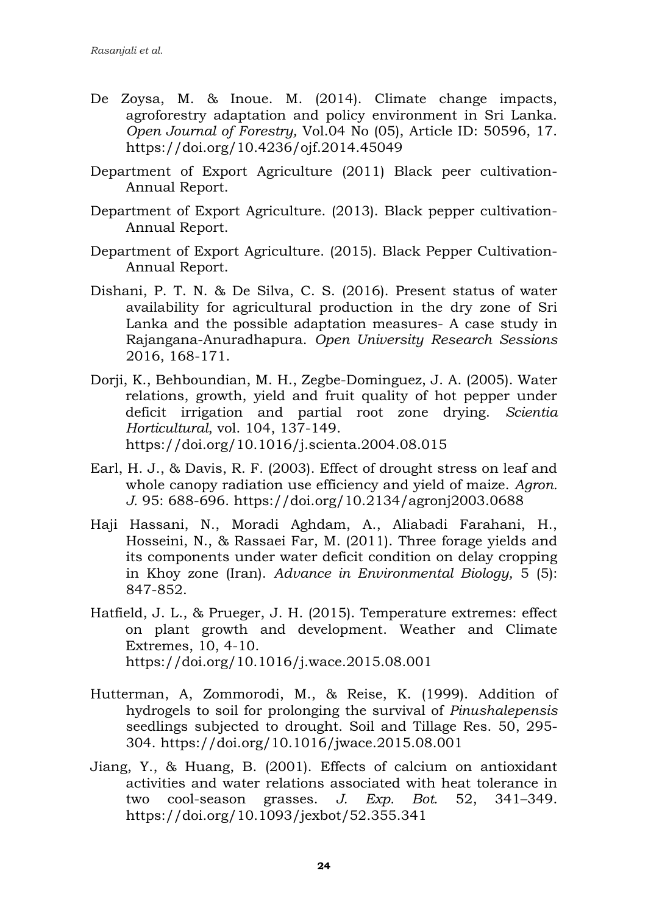De Zoysa, M. & Inoue. M. (2014). Climate change impacts, agroforestry adaptation and policy environment in Sri Lanka. *Open Journal of Forestry,* Vol.04 No (05), Article ID: 50596, 17. https://doi.org/10.4236/ojf.2014.45049

Department of Export Agriculture (2011) Black peer cultivation-Annual Report.

Department of Export Agriculture. (2013). Black pepper cultivation-Annual Report.

Department of Export Agriculture. (2015). Black Pepper Cultivation-Annual Report.

Dishani, P. T. N. & De Silva, C. S. (2016). Present status of water availability for agricultural production in the dry zone of Sri Lanka and the possible adaptation measures- A case study in Rajangana-Anuradhapura. *Open University Research Sessions* 2016, 168-171.

Dorji, K., Behboundian, M. H., Zegbe-Dominguez, J. A. (2005). Water relations, growth, yield and fruit quality of hot pepper under deficit irrigation and partial root zone drying. *Scientia Horticultural*, vol. 104, 137-149. https://doi.org/10.1016/j.scienta.2004.08.015

Earl, H. J., & Davis, R. F. (2003). Effect of drought stress on leaf and whole canopy radiation use efficiency and yield of maize. *Agron. J.* 95: 688-696. https://doi.org/10.2134/agronj2003.0688

Haji Hassani, N., Moradi Aghdam, A., Aliabadi Farahani, H., Hosseini, N., & Rassaei Far, M. (2011). Three forage yields and its components under water deficit condition on delay cropping in Khoy zone (Iran). *Advance in Environmental Biology,* 5 (5): 847-852.

Hatfield, J. L., & Prueger, J. H. (2015). Temperature extremes: effect on plant growth and development. Weather and Climate Extremes, 10, 4-10. https://doi.org/10.1016/j.wace.2015.08.001

Hutterman, A, Zommorodi, M., & Reise, K. (1999). Addition of hydrogels to soil for prolonging the survival of *Pinushalepensis* seedlings subjected to drought. Soil and Tillage Res. 50, 295-304. https://doi.org/10.1016/jwace.2015.08.001

Jiang, Y., & Huang, B. (2001). Effects of calcium on antioxidant activities and water relations associated with heat tolerance in two cool-season grasses. *J. Exp. Bot.* 52, 341–349. https://doi.org/10.1093/jexbot/52.355.341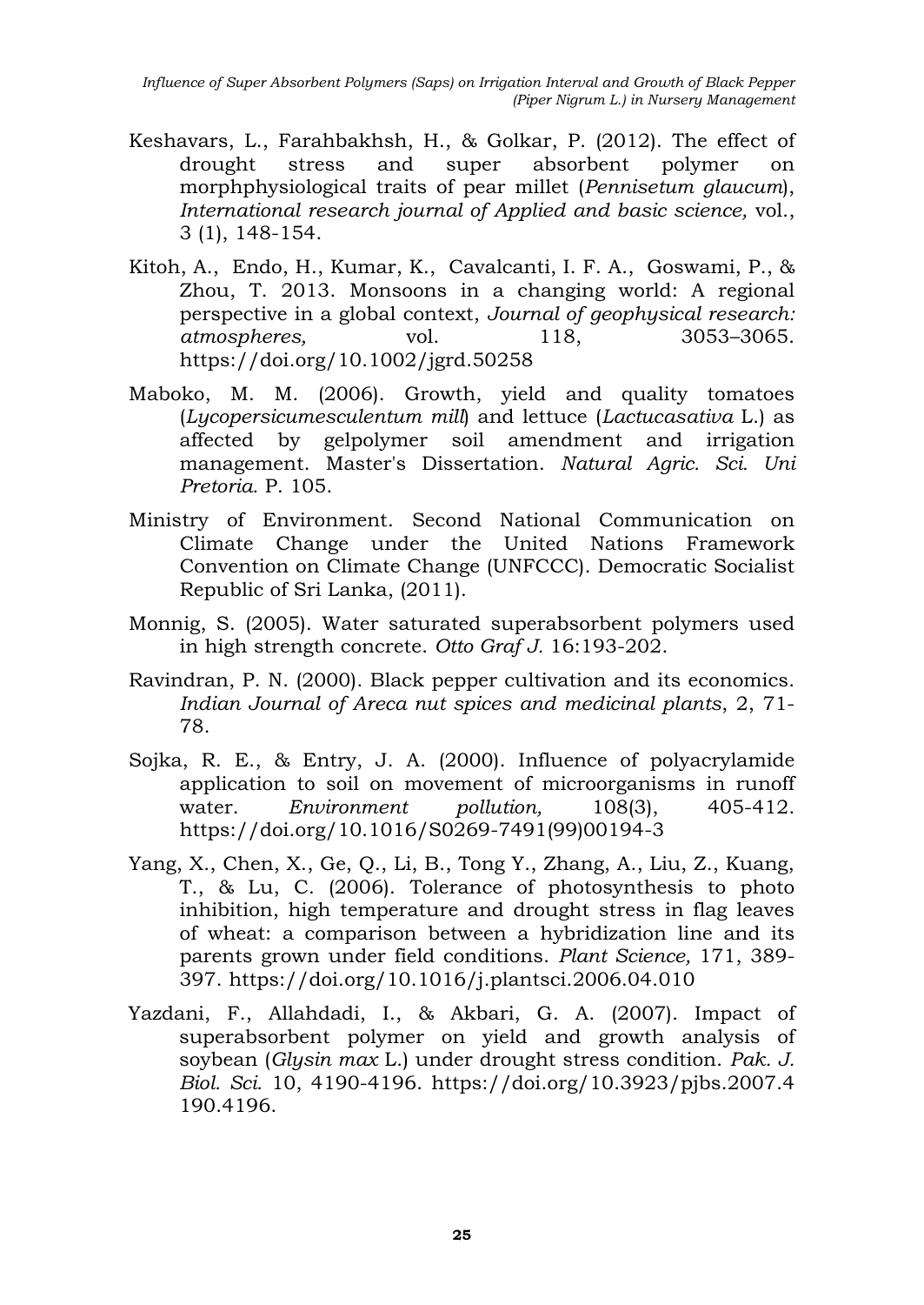Keshavars, L., Farahbakhsh, H., & Golkar, P. (2012). The effect of drought stress and super absorbent polymer on morphphysiological traits of pear millet (*Pennisetum glaucum*), *International research journal of Applied and basic science,* vol., 3 (1), 148-154.

Kitoh, A., Endo, H., Kumar, K., Cavalcanti, I. F. A., Goswami, P., & Zhou, T. 2013. Monsoons in a changing world: A regional perspective in a global context, *Journal of geophysical research: atmospheres,* vol. 118, 3053–3065. https://doi.org/10.1002/jgrd.50258

Maboko, M. M. (2006). Growth, yield and quality tomatoes (*Lycopersicumesculentum mill*) and lettuce (*Lactucasativa* L.) as affected by gelpolymer soil amendment and irrigation management. Master's Dissertation. *Natural Agric. Sci. Uni Pretoria.* P. 105.

Ministry of Environment. Second National Communication on Climate Change under the United Nations Framework Convention on Climate Change (UNFCCC). Democratic Socialist Republic of Sri Lanka, (2011).

Monnig, S. (2005). Water saturated superabsorbent polymers used in high strength concrete. *Otto Graf J.* 16:193-202.

Ravindran, P. N. (2000). Black pepper cultivation and its economics. *Indian Journal of Areca nut spices and medicinal plants*, 2, 71-78.

Sojka, R. E., & Entry, J. A. (2000). Influence of polyacrylamide application to soil on movement of microorganisms in runoff water. *Environment pollution,* 108(3), 405-412. https://doi.org/10.1016/S0269-7491(99)00194-3

Yang, X., Chen, X., Ge, Q., Li, B., Tong Y., Zhang, A., Liu, Z., Kuang, T., & Lu, C. (2006). Tolerance of photosynthesis to photo inhibition, high temperature and drought stress in flag leaves of wheat: a comparison between a hybridization line and its parents grown under field conditions. *Plant Science,* 171, 389-397. https://doi.org/10.1016/j.plantsci.2006.04.010

Yazdani, F., Allahdadi, I., & Akbari, G. A. (2007). Impact of superabsorbent polymer on yield and growth analysis of soybean (*Glysin max* L.) under drought stress condition. *Pak. J. Biol. Sci.* 10, 4190-4196. https://doi.org/10.3923/pjbs.2007.4190.4196.